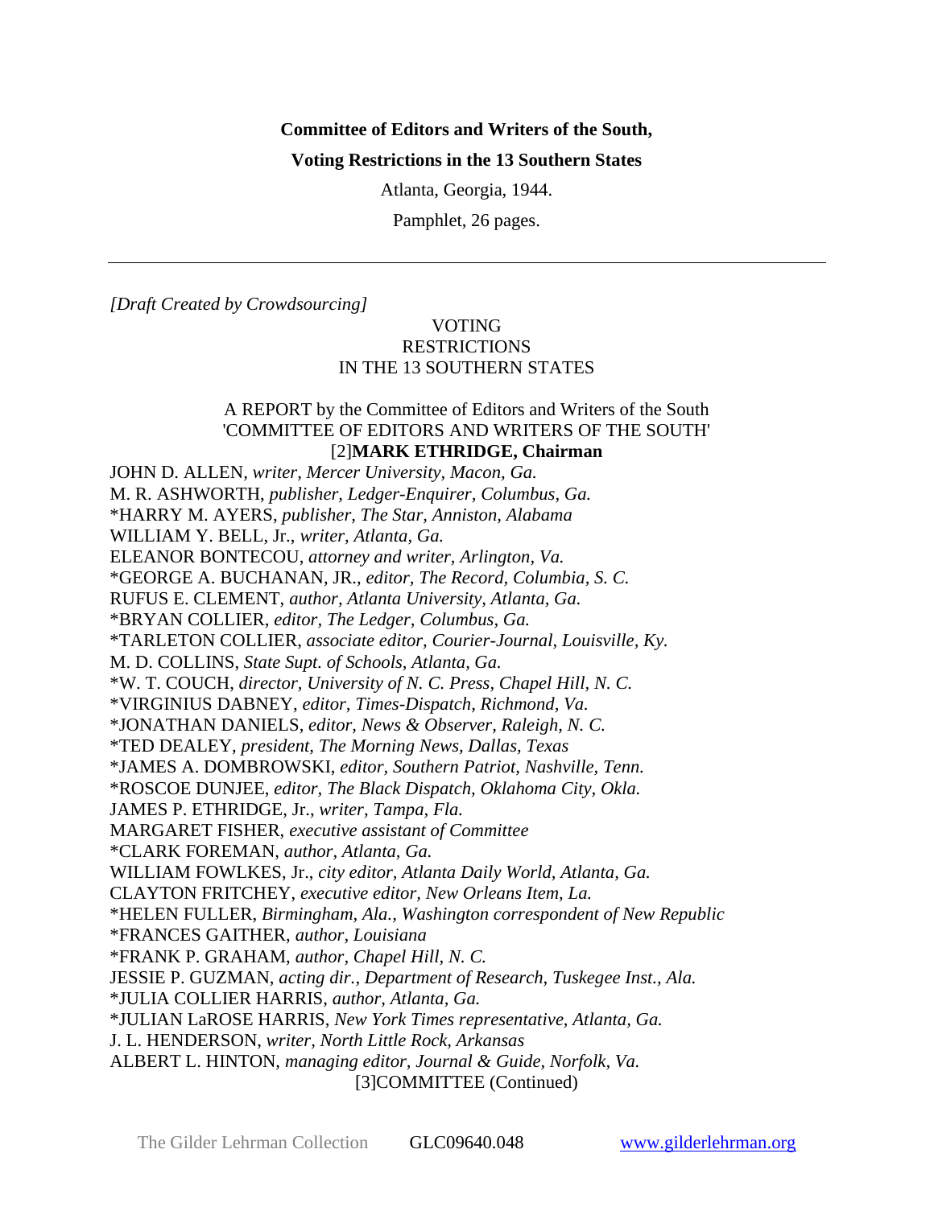**Committee of Editors and Writers of the South,**

**Voting Restrictions in the 13 Southern States**

Atlanta, Georgia, 1944.

Pamphlet, 26 pages.

---

*[Draft Created by Crowdsourcing]*

VOTING
RESTRICTIONS
IN THE 13 SOUTHERN STATES

A REPORT by the Committee of Editors and Writers of the South
'COMMITTEE OF EDITORS AND WRITERS OF THE SOUTH'
[2]**MARK ETHRIDGE, Chairman**

JOHN D. ALLEN, *writer, Mercer University, Macon, Ga.*
M. R. ASHWORTH, *publisher, Ledger-Enquirer, Columbus, Ga.*
*HARRY M. AYERS, *publisher, The Star, Anniston, Alabama*
WILLIAM Y. BELL, Jr., *writer, Atlanta, Ga.*
ELEANOR BONTECOU, *attorney and writer, Arlington, Va.*
*GEORGE A. BUCHANAN, JR., *editor, The Record, Columbia, S. C.*
RUFUS E. CLEMENT, *author, Atlanta University, Atlanta, Ga.*
*BRYAN COLLIER, *editor, The Ledger, Columbus, Ga.*
*TARLETON COLLIER, *associate editor, Courier-Journal, Louisville, Ky.*
M. D. COLLINS, *State Supt. of Schools, Atlanta, Ga.*
*W. T. COUCH, *director, University of N. C. Press, Chapel Hill, N. C.*
*VIRGINIUS DABNEY, *editor, Times-Dispatch, Richmond, Va.*
*JONATHAN DANIELS, *editor, News & Observer, Raleigh, N. C.*
*TED DEALEY, *president, The Morning News, Dallas, Texas*
*JAMES A. DOMBROWSKI, *editor, Southern Patriot, Nashville, Tenn.*
*ROSCOE DUNJEE, *editor, The Black Dispatch, Oklahoma City, Okla.*
JAMES P. ETHRIDGE, Jr., *writer, Tampa, Fla.*
MARGARET FISHER, *executive assistant of Committee*
*CLARK FOREMAN, *author, Atlanta, Ga.*
WILLIAM FOWLKES, Jr., *city editor, Atlanta Daily World, Atlanta, Ga.*
CLAYTON FRITCHEY, *executive editor, New Orleans Item, La.*
*HELEN FULLER, *Birmingham, Ala., Washington correspondent of New Republic*
*FRANCES GAITHER, *author, Louisiana*
*FRANK P. GRAHAM, *author, Chapel Hill, N. C.*
JESSIE P. GUZMAN, *acting dir., Department of Research, Tuskegee Inst., Ala.*
*JULIA COLLIER HARRIS, *author, Atlanta, Ga.*
*JULIAN LaROSE HARRIS, *New York Times representative, Atlanta, Ga.*
J. L. HENDERSON, *writer, North Little Rock, Arkansas*
ALBERT L. HINTON, *managing editor, Journal & Guide, Norfolk, Va.*
[3]COMMITTEE (Continued)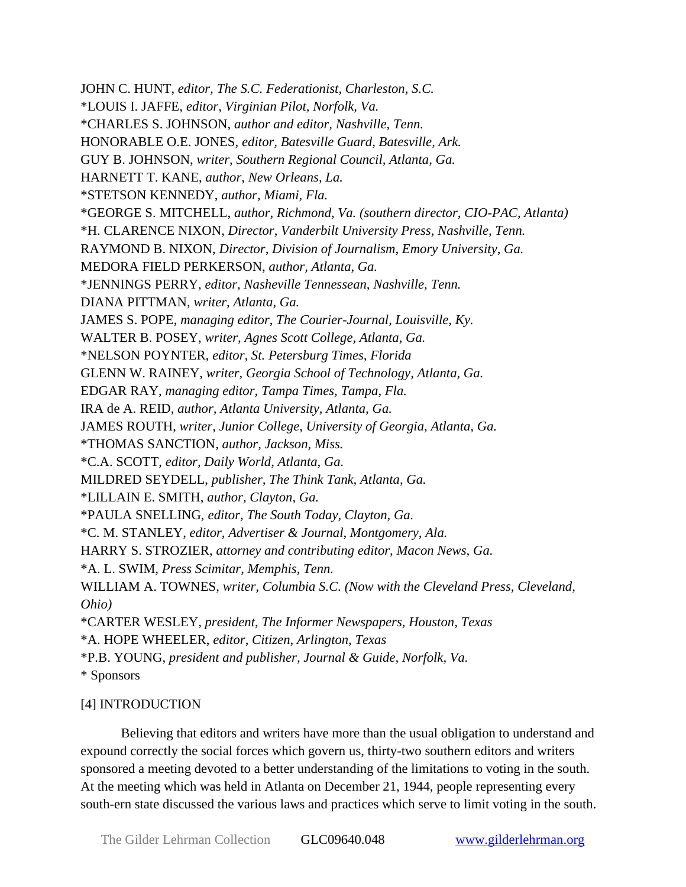JOHN C. HUNT, *editor, The S.C. Federationist, Charleston, S.C.*

*LOUIS I. JAFFE, *editor, Virginian Pilot, Norfolk, Va.*

*CHARLES S. JOHNSON, *author and editor, Nashville, Tenn.*

HONORABLE O.E. JONES, *editor, Batesville Guard, Batesville, Ark.*

GUY B. JOHNSON, *writer, Southern Regional Council, Atlanta, Ga.*

HARNETT T. KANE, *author, New Orleans, La.*

*STETSON KENNEDY, *author, Miami, Fla.*

*GEORGE S. MITCHELL, *author, Richmond, Va. (southern director, CIO-PAC, Atlanta)*

*H. CLARENCE NIXON, *Director, Vanderbilt University Press, Nashville, Tenn.*

RAYMOND B. NIXON, *Director, Division of Journalism, Emory University, Ga.*

MEDORA FIELD PERKERSON, *author, Atlanta, Ga.*

*JENNINGS PERRY, *editor, Nasheville Tennessean, Nashville, Tenn.*

DIANA PITTMAN, *writer, Atlanta, Ga.*

JAMES S. POPE, *managing editor, The Courier-Journal, Louisville, Ky.*

WALTER B. POSEY, *writer, Agnes Scott College, Atlanta, Ga.*

*NELSON POYNTER, *editor, St. Petersburg Times, Florida*

GLENN W. RAINEY, *writer, Georgia School of Technology, Atlanta, Ga.*

EDGAR RAY, *managing editor, Tampa Times, Tampa, Fla.*

IRA de A. REID, *author, Atlanta University, Atlanta, Ga.*

JAMES ROUTH, *writer, Junior College, University of Georgia, Atlanta, Ga.*

*THOMAS SANCTION, *author, Jackson, Miss.*

*C.A. SCOTT, *editor, Daily World, Atlanta, Ga.*

MILDRED SEYDELL, *publisher, The Think Tank, Atlanta, Ga.*

*LILLAIN E. SMITH, *author, Clayton, Ga.*

*PAULA SNELLING, *editor, The South Today, Clayton, Ga.*

*C. M. STANLEY, *editor, Advertiser & Journal, Montgomery, Ala.*

HARRY S. STROZIER, *attorney and contributing editor, Macon News, Ga.*

*A. L. SWIM, *Press Scimitar, Memphis, Tenn.*

WILLIAM A. TOWNES, *writer, Columbia S.C. (Now with the Cleveland Press, Cleveland, Ohio)*

*CARTER WESLEY, *president, The Informer Newspapers, Houston, Texas*

*A. HOPE WHEELER, *editor, Citizen, Arlington, Texas*

*P.B. YOUNG, *president and publisher, Journal & Guide, Norfolk, Va.*

* Sponsors

[4] INTRODUCTION

Believing that editors and writers have more than the usual obligation to understand and expound correctly the social forces which govern us, thirty-two southern editors and writers sponsored a meeting devoted to a better understanding of the limitations to voting in the south. At the meeting which was held in Atlanta on December 21, 1944, people representing every south-ern state discussed the various laws and practices which serve to limit voting in the south.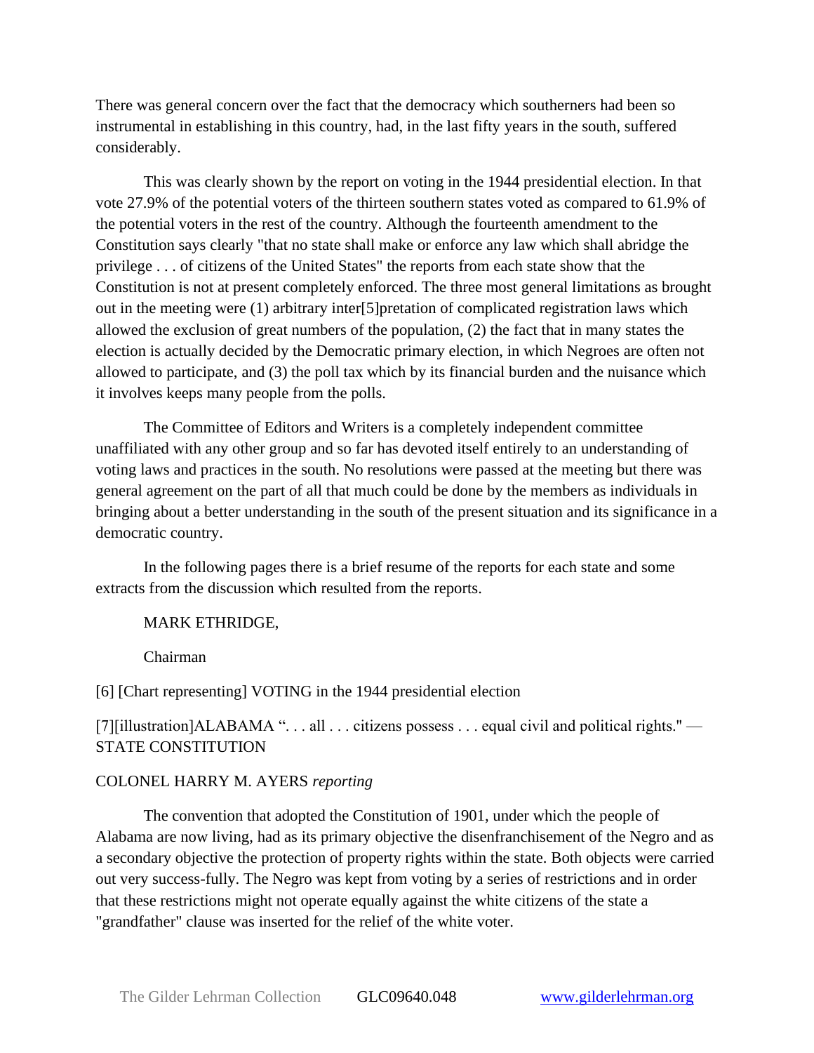There was general concern over the fact that the democracy which southerners had been so instrumental in establishing in this country, had, in the last fifty years in the south, suffered considerably.

This was clearly shown by the report on voting in the 1944 presidential election. In that vote 27.9% of the potential voters of the thirteen southern states voted as compared to 61.9% of the potential voters in the rest of the country. Although the fourteenth amendment to the Constitution says clearly "that no state shall make or enforce any law which shall abridge the privilege . . . of citizens of the United States" the reports from each state show that the Constitution is not at present completely enforced. The three most general limitations as brought out in the meeting were (1) arbitrary inter[5]pretation of complicated registration laws which allowed the exclusion of great numbers of the population, (2) the fact that in many states the election is actually decided by the Democratic primary election, in which Negroes are often not allowed to participate, and (3) the poll tax which by its financial burden and the nuisance which it involves keeps many people from the polls.

The Committee of Editors and Writers is a completely independent committee unaffiliated with any other group and so far has devoted itself entirely to an understanding of voting laws and practices in the south. No resolutions were passed at the meeting but there was general agreement on the part of all that much could be done by the members as individuals in bringing about a better understanding in the south of the present situation and its significance in a democratic country.

In the following pages there is a brief resume of the reports for each state and some extracts from the discussion which resulted from the reports.

MARK ETHRIDGE,

Chairman

[6] [Chart representing] VOTING in the 1944 presidential election

[7][illustration]ALABAMA ". . . all . . . citizens possess . . . equal civil and political rights." — STATE CONSTITUTION

COLONEL HARRY M. AYERS *reporting*

The convention that adopted the Constitution of 1901, under which the people of Alabama are now living, had as its primary objective the disenfranchisement of the Negro and as a secondary objective the protection of property rights within the state. Both objects were carried out very success-fully. The Negro was kept from voting by a series of restrictions and in order that these restrictions might not operate equally against the white citizens of the state a "grandfather" clause was inserted for the relief of the white voter.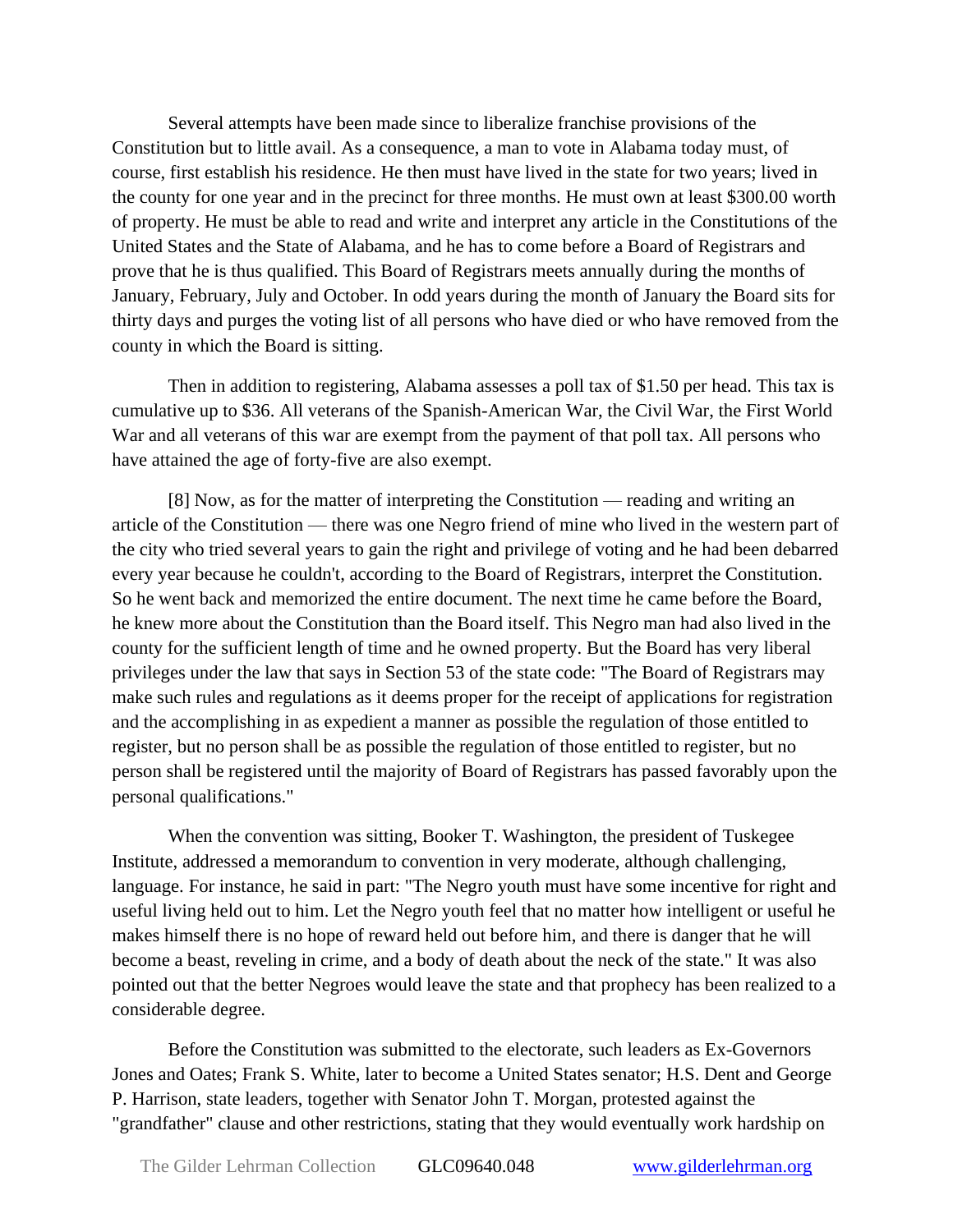Several attempts have been made since to liberalize franchise provisions of the Constitution but to little avail. As a consequence, a man to vote in Alabama today must, of course, first establish his residence. He then must have lived in the state for two years; lived in the county for one year and in the precinct for three months. He must own at least $300.00 worth of property. He must be able to read and write and interpret any article in the Constitutions of the United States and the State of Alabama, and he has to come before a Board of Registrars and prove that he is thus qualified. This Board of Registrars meets annually during the months of January, February, July and October. In odd years during the month of January the Board sits for thirty days and purges the voting list of all persons who have died or who have removed from the county in which the Board is sitting.

Then in addition to registering, Alabama assesses a poll tax of $1.50 per head. This tax is cumulative up to $36. All veterans of the Spanish-American War, the Civil War, the First World War and all veterans of this war are exempt from the payment of that poll tax. All persons who have attained the age of forty-five are also exempt.

[8] Now, as for the matter of interpreting the Constitution — reading and writing an article of the Constitution — there was one Negro friend of mine who lived in the western part of the city who tried several years to gain the right and privilege of voting and he had been debarred every year because he couldn't, according to the Board of Registrars, interpret the Constitution. So he went back and memorized the entire document. The next time he came before the Board, he knew more about the Constitution than the Board itself. This Negro man had also lived in the county for the sufficient length of time and he owned property. But the Board has very liberal privileges under the law that says in Section 53 of the state code: "The Board of Registrars may make such rules and regulations as it deems proper for the receipt of applications for registration and the accomplishing in as expedient a manner as possible the regulation of those entitled to register, but no person shall be as possible the regulation of those entitled to register, but no person shall be registered until the majority of Board of Registrars has passed favorably upon the personal qualifications."

When the convention was sitting, Booker T. Washington, the president of Tuskegee Institute, addressed a memorandum to convention in very moderate, although challenging, language. For instance, he said in part: "The Negro youth must have some incentive for right and useful living held out to him. Let the Negro youth feel that no matter how intelligent or useful he makes himself there is no hope of reward held out before him, and there is danger that he will become a beast, reveling in crime, and a body of death about the neck of the state." It was also pointed out that the better Negroes would leave the state and that prophecy has been realized to a considerable degree.

Before the Constitution was submitted to the electorate, such leaders as Ex-Governors Jones and Oates; Frank S. White, later to become a United States senator; H.S. Dent and George P. Harrison, state leaders, together with Senator John T. Morgan, protested against the "grandfather" clause and other restrictions, stating that they would eventually work hardship on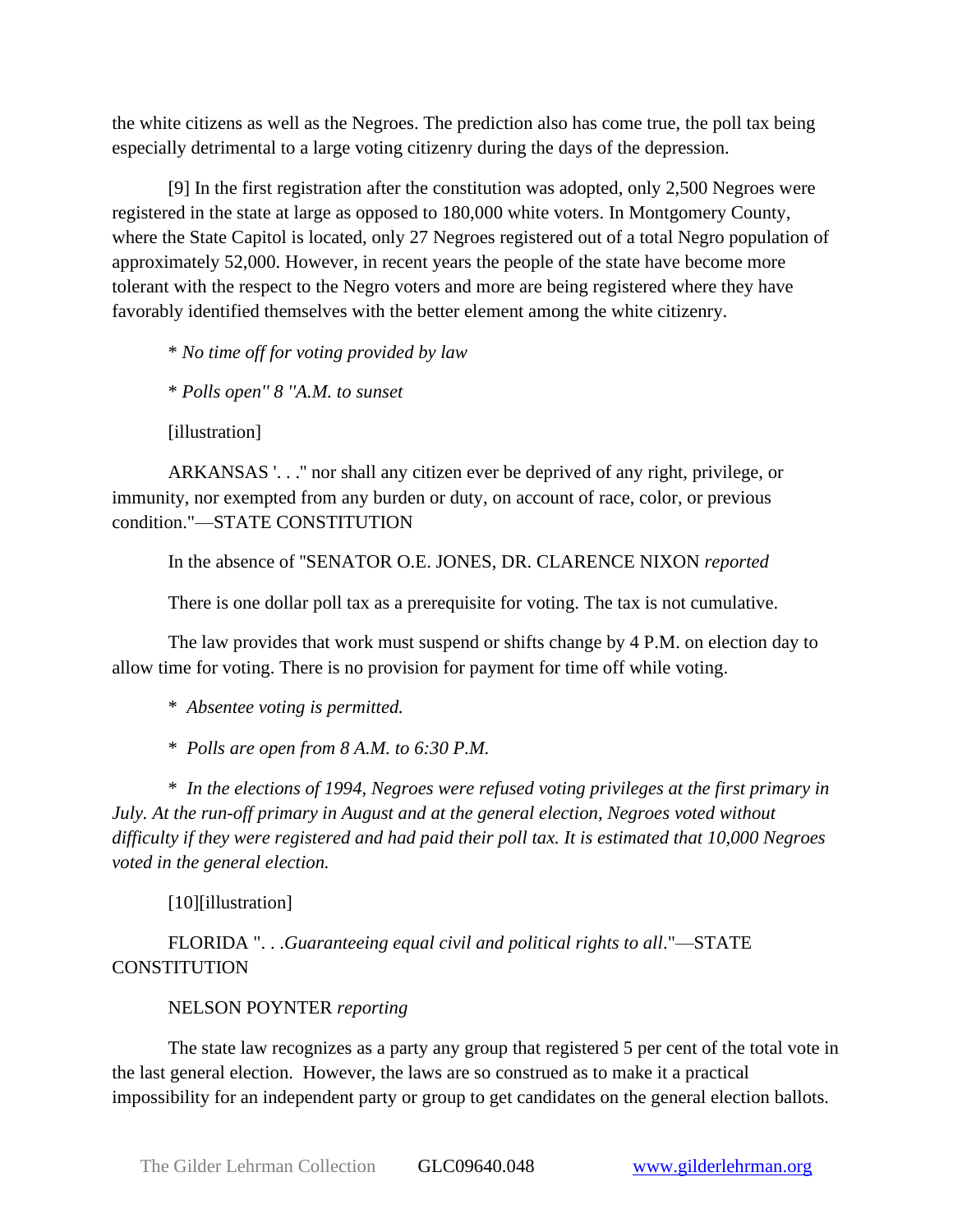the white citizens as well as the Negroes. The prediction also has come true, the poll tax being especially detrimental to a large voting citizenry during the days of the depression.

[9] In the first registration after the constitution was adopted, only 2,500 Negroes were registered in the state at large as opposed to 180,000 white voters. In Montgomery County, where the State Capitol is located, only 27 Negroes registered out of a total Negro population of approximately 52,000. However, in recent years the people of the state have become more tolerant with the respect to the Negro voters and more are being registered where they have favorably identified themselves with the better element among the white citizenry.

* *No time off for voting provided by law*

* *Polls open" 8 "A.M. to sunset*

[illustration]

ARKANSAS '. . ." nor shall any citizen ever be deprived of any right, privilege, or immunity, nor exempted from any burden or duty, on account of race, color, or previous condition."—STATE CONSTITUTION

In the absence of "SENATOR O.E. JONES, DR. CLARENCE NIXON *reported*

There is one dollar poll tax as a prerequisite for voting. The tax is not cumulative.

The law provides that work must suspend or shifts change by 4 P.M. on election day to allow time for voting. There is no provision for payment for time off while voting.

* *Absentee voting is permitted.*

* *Polls are open from 8 A.M. to 6:30 P.M.*

* *In the elections of 1994, Negroes were refused voting privileges at the first primary in July. At the run-off primary in August and at the general election, Negroes voted without difficulty if they were registered and had paid their poll tax. It is estimated that 10,000 Negroes voted in the general election.*

[10][illustration]

FLORIDA ". . .*Guaranteeing equal civil and political rights to all*."—STATE CONSTITUTION

NELSON POYNTER *reporting*

The state law recognizes as a party any group that registered 5 per cent of the total vote in the last general election. However, the laws are so construed as to make it a practical impossibility for an independent party or group to get candidates on the general election ballots.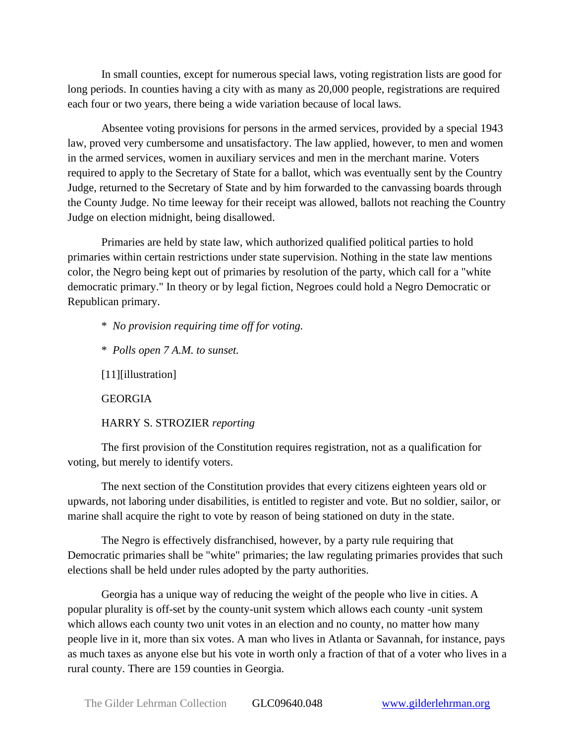In small counties, except for numerous special laws, voting registration lists are good for long periods. In counties having a city with as many as 20,000 people, registrations are required each four or two years, there being a wide variation because of local laws.

Absentee voting provisions for persons in the armed services, provided by a special 1943 law, proved very cumbersome and unsatisfactory. The law applied, however, to men and women in the armed services, women in auxiliary services and men in the merchant marine. Voters required to apply to the Secretary of State for a ballot, which was eventually sent by the Country Judge, returned to the Secretary of State and by him forwarded to the canvassing boards through the County Judge. No time leeway for their receipt was allowed, ballots not reaching the Country Judge on election midnight, being disallowed.

Primaries are held by state law, which authorized qualified political parties to hold primaries within certain restrictions under state supervision. Nothing in the state law mentions color, the Negro being kept out of primaries by resolution of the party, which call for a "white democratic primary." In theory or by legal fiction, Negroes could hold a Negro Democratic or Republican primary.

\* *No provision requiring time off for voting.*

\* *Polls open 7 A.M. to sunset.*

[11][illustration]

GEORGIA

HARRY S. STROZIER *reporting*

The first provision of the Constitution requires registration, not as a qualification for voting, but merely to identify voters.

The next section of the Constitution provides that every citizens eighteen years old or upwards, not laboring under disabilities, is entitled to register and vote. But no soldier, sailor, or marine shall acquire the right to vote by reason of being stationed on duty in the state.

The Negro is effectively disfranchised, however, by a party rule requiring that Democratic primaries shall be "white" primaries; the law regulating primaries provides that such elections shall be held under rules adopted by the party authorities.

Georgia has a unique way of reducing the weight of the people who live in cities. A popular plurality is off-set by the county-unit system which allows each county -unit system which allows each county two unit votes in an election and no county, no matter how many people live in it, more than six votes. A man who lives in Atlanta or Savannah, for instance, pays as much taxes as anyone else but his vote in worth only a fraction of that of a voter who lives in a rural county. There are 159 counties in Georgia.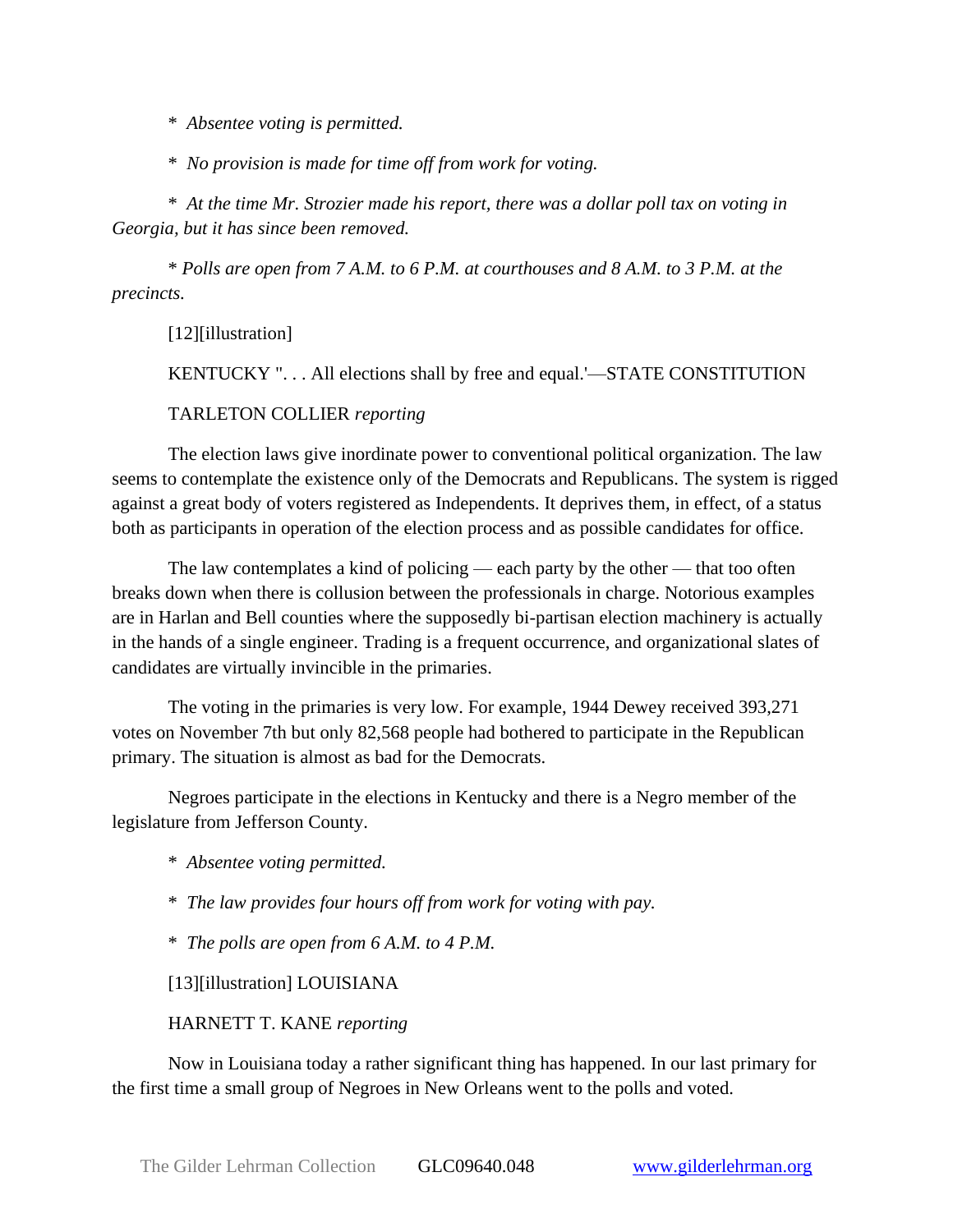\* *Absentee voting is permitted.*

\* *No provision is made for time off from work for voting.*

\* *At the time Mr. Strozier made his report, there was a dollar poll tax on voting in Georgia, but it has since been removed.*

\* *Polls are open from 7 A.M. to 6 P.M. at courthouses and 8 A.M. to 3 P.M. at the precincts.*

[12][illustration]

KENTUCKY ". . . All elections shall by free and equal.'—STATE CONSTITUTION

TARLETON COLLIER *reporting*

The election laws give inordinate power to conventional political organization. The law seems to contemplate the existence only of the Democrats and Republicans. The system is rigged against a great body of voters registered as Independents. It deprives them, in effect, of a status both as participants in operation of the election process and as possible candidates for office.

The law contemplates a kind of policing — each party by the other — that too often breaks down when there is collusion between the professionals in charge. Notorious examples are in Harlan and Bell counties where the supposedly bi-partisan election machinery is actually in the hands of a single engineer. Trading is a frequent occurrence, and organizational slates of candidates are virtually invincible in the primaries.

The voting in the primaries is very low. For example, 1944 Dewey received 393,271 votes on November 7th but only 82,568 people had bothered to participate in the Republican primary. The situation is almost as bad for the Democrats.

Negroes participate in the elections in Kentucky and there is a Negro member of the legislature from Jefferson County.

\* *Absentee voting permitted.*

\* *The law provides four hours off from work for voting with pay.*

\* *The polls are open from 6 A.M. to 4 P.M.*

[13][illustration] LOUISIANA

HARNETT T. KANE *reporting*

Now in Louisiana today a rather significant thing has happened. In our last primary for the first time a small group of Negroes in New Orleans went to the polls and voted.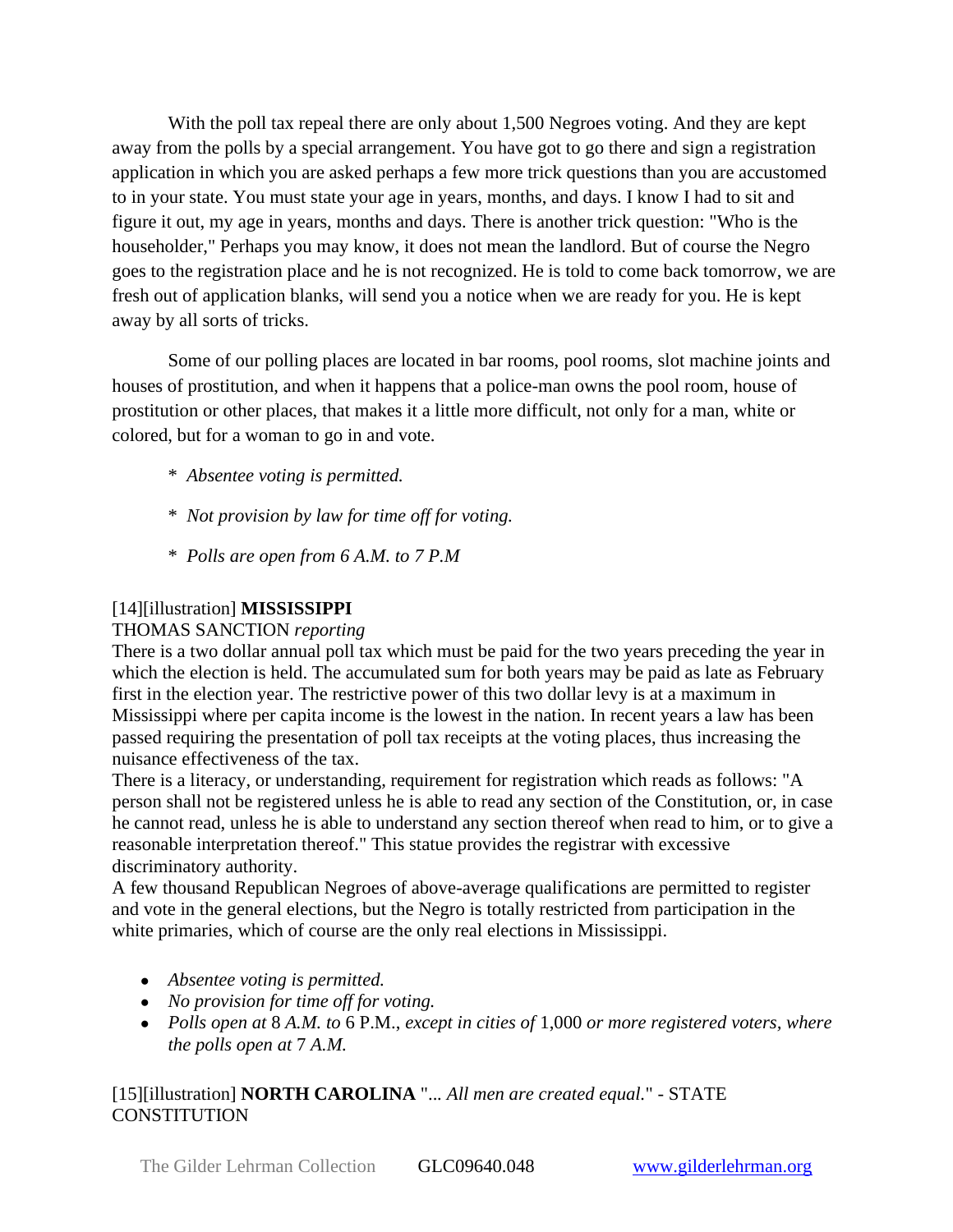With the poll tax repeal there are only about 1,500 Negroes voting. And they are kept away from the polls by a special arrangement. You have got to go there and sign a registration application in which you are asked perhaps a few more trick questions than you are accustomed to in your state. You must state your age in years, months, and days. I know I had to sit and figure it out, my age in years, months and days. There is another trick question: "Who is the householder," Perhaps you may know, it does not mean the landlord. But of course the Negro goes to the registration place and he is not recognized. He is told to come back tomorrow, we are fresh out of application blanks, will send you a notice when we are ready for you. He is kept away by all sorts of tricks.

Some of our polling places are located in bar rooms, pool rooms, slot machine joints and houses of prostitution, and when it happens that a police-man owns the pool room, house of prostitution or other places, that makes it a little more difficult, not only for a man, white or colored, but for a woman to go in and vote.

\* *Absentee voting is permitted.*

\* *Not provision by law for time off for voting.*

\* *Polls are open from 6 A.M. to 7 P.M*

[14][illustration] **MISSISSIPPI**
THOMAS SANCTION *reporting*
There is a two dollar annual poll tax which must be paid for the two years preceding the year in which the election is held. The accumulated sum for both years may be paid as late as February first in the election year. The restrictive power of this two dollar levy is at a maximum in Mississippi where per capita income is the lowest in the nation. In recent years a law has been passed requiring the presentation of poll tax receipts at the voting places, thus increasing the nuisance effectiveness of the tax.
There is a literacy, or understanding, requirement for registration which reads as follows: "A person shall not be registered unless he is able to read any section of the Constitution, or, in case he cannot read, unless he is able to understand any section thereof when read to him, or to give a reasonable interpretation thereof." This statue provides the registrar with excessive discriminatory authority.
A few thousand Republican Negroes of above-average qualifications are permitted to register and vote in the general elections, but the Negro is totally restricted from participation in the white primaries, which of course are the only real elections in Mississippi.

- *Absentee voting is permitted.*
- *No provision for time off for voting.*
- *Polls open at* 8 *A.M. to* 6 P.M., *except in cities of* 1,000 *or more registered voters, where the polls open at* 7 *A.M.*

[15][illustration] **NORTH CAROLINA** "*... All men are created equal.*" - STATE CONSTITUTION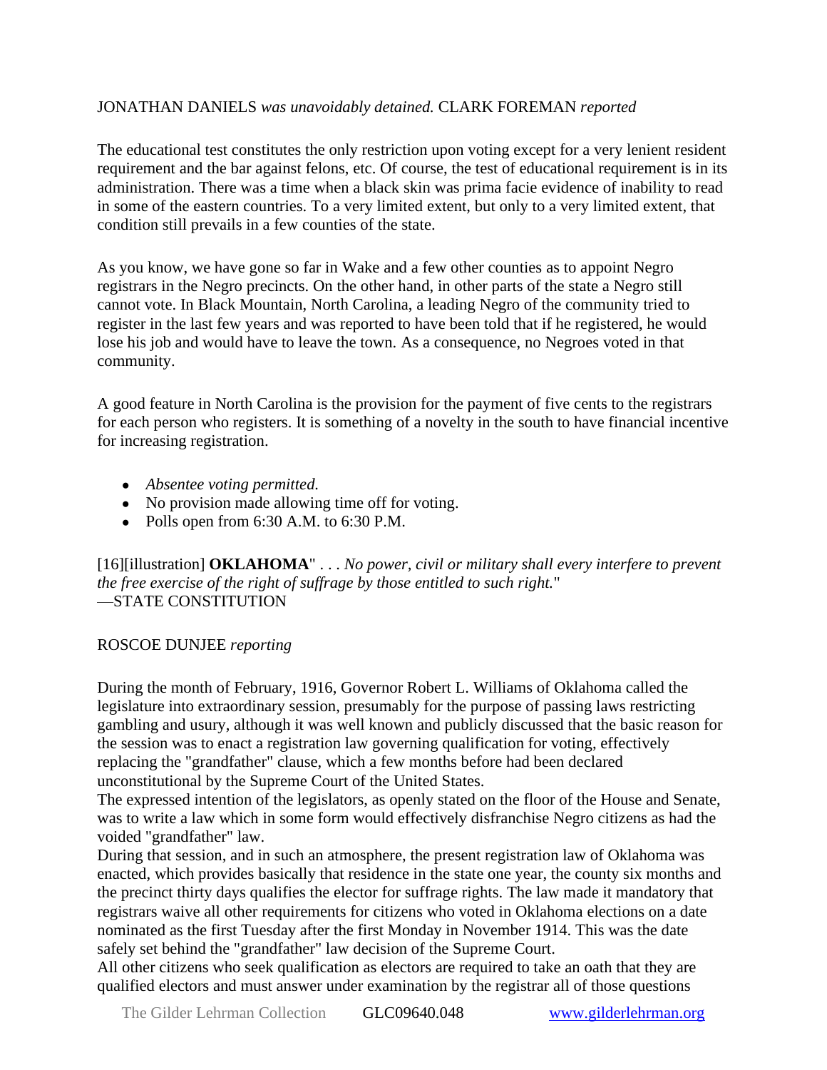JONATHAN DANIELS *was unavoidably detained.* CLARK FOREMAN *reported*

The educational test constitutes the only restriction upon voting except for a very lenient resident requirement and the bar against felons, etc. Of course, the test of educational requirement is in its administration. There was a time when a black skin was prima facie evidence of inability to read in some of the eastern countries. To a very limited extent, but only to a very limited extent, that condition still prevails in a few counties of the state.

As you know, we have gone so far in Wake and a few other counties as to appoint Negro registrars in the Negro precincts. On the other hand, in other parts of the state a Negro still cannot vote. In Black Mountain, North Carolina, a leading Negro of the community tried to register in the last few years and was reported to have been told that if he registered, he would lose his job and would have to leave the town. As a consequence, no Negroes voted in that community.

A good feature in North Carolina is the provision for the payment of five cents to the registrars for each person who registers. It is something of a novelty in the south to have financial incentive for increasing registration.

- *Absentee voting permitted.*
- No provision made allowing time off for voting.
- Polls open from 6:30 A.M. to 6:30 P.M.

[16][illustration] **OKLAHOMA**" . . . *No power, civil or military shall every interfere to prevent the free exercise of the right of suffrage by those entitled to such right.*"
—STATE CONSTITUTION

ROSCOE DUNJEE *reporting*

During the month of February, 1916, Governor Robert L. Williams of Oklahoma called the legislature into extraordinary session, presumably for the purpose of passing laws restricting gambling and usury, although it was well known and publicly discussed that the basic reason for the session was to enact a registration law governing qualification for voting, effectively replacing the "grandfather" clause, which a few months before had been declared unconstitutional by the Supreme Court of the United States.
The expressed intention of the legislators, as openly stated on the floor of the House and Senate, was to write a law which in some form would effectively disfranchise Negro citizens as had the voided "grandfather" law.
During that session, and in such an atmosphere, the present registration law of Oklahoma was enacted, which provides basically that residence in the state one year, the county six months and the precinct thirty days qualifies the elector for suffrage rights. The law made it mandatory that registrars waive all other requirements for citizens who voted in Oklahoma elections on a date nominated as the first Tuesday after the first Monday in November 1914. This was the date safely set behind the "grandfather" law decision of the Supreme Court.
All other citizens who seek qualification as electors are required to take an oath that they are qualified electors and must answer under examination by the registrar all of those questions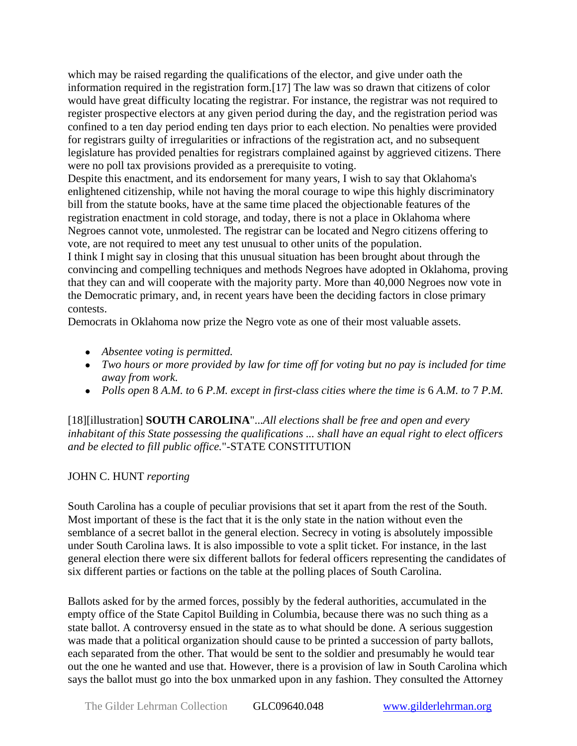which may be raised regarding the qualifications of the elector, and give under oath the information required in the registration form.[17] The law was so drawn that citizens of color would have great difficulty locating the registrar. For instance, the registrar was not required to register prospective electors at any given period during the day, and the registration period was confined to a ten day period ending ten days prior to each election. No penalties were provided for registrars guilty of irregularities or infractions of the registration act, and no subsequent legislature has provided penalties for registrars complained against by aggrieved citizens. There were no poll tax provisions provided as a prerequisite to voting.

Despite this enactment, and its endorsement for many years, I wish to say that Oklahoma's enlightened citizenship, while not having the moral courage to wipe this highly discriminatory bill from the statute books, have at the same time placed the objectionable features of the registration enactment in cold storage, and today, there is not a place in Oklahoma where Negroes cannot vote, unmolested. The registrar can be located and Negro citizens offering to vote, are not required to meet any test unusual to other units of the population.

I think I might say in closing that this unusual situation has been brought about through the convincing and compelling techniques and methods Negroes have adopted in Oklahoma, proving that they can and will cooperate with the majority party. More than 40,000 Negroes now vote in the Democratic primary, and, in recent years have been the deciding factors in close primary contests.

Democrats in Oklahoma now prize the Negro vote as one of their most valuable assets.

- *Absentee voting is permitted.*
- *Two hours or more provided by law for time off for voting but no pay is included for time away from work.*
- *Polls open* 8 *A.M. to* 6 *P.M. except in first-class cities where the time is* 6 *A.M. to* 7 *P.M.*

[18][illustration] **SOUTH CAROLINA**"...*All elections shall be free and open and every inhabitant of this State possessing the qualifications ... shall have an equal right to elect officers and be elected to fill public office.*"-STATE CONSTITUTION

JOHN C. HUNT *reporting*

South Carolina has a couple of peculiar provisions that set it apart from the rest of the South. Most important of these is the fact that it is the only state in the nation without even the semblance of a secret ballot in the general election. Secrecy in voting is absolutely impossible under South Carolina laws. It is also impossible to vote a split ticket. For instance, in the last general election there were six different ballots for federal officers representing the candidates of six different parties or factions on the table at the polling places of South Carolina.

Ballots asked for by the armed forces, possibly by the federal authorities, accumulated in the empty office of the State Capitol Building in Columbia, because there was no such thing as a state ballot. A controversy ensued in the state as to what should be done. A serious suggestion was made that a political organization should cause to be printed a succession of party ballots, each separated from the other. That would be sent to the soldier and presumably he would tear out the one he wanted and use that. However, there is a provision of law in South Carolina which says the ballot must go into the box unmarked upon in any fashion. They consulted the Attorney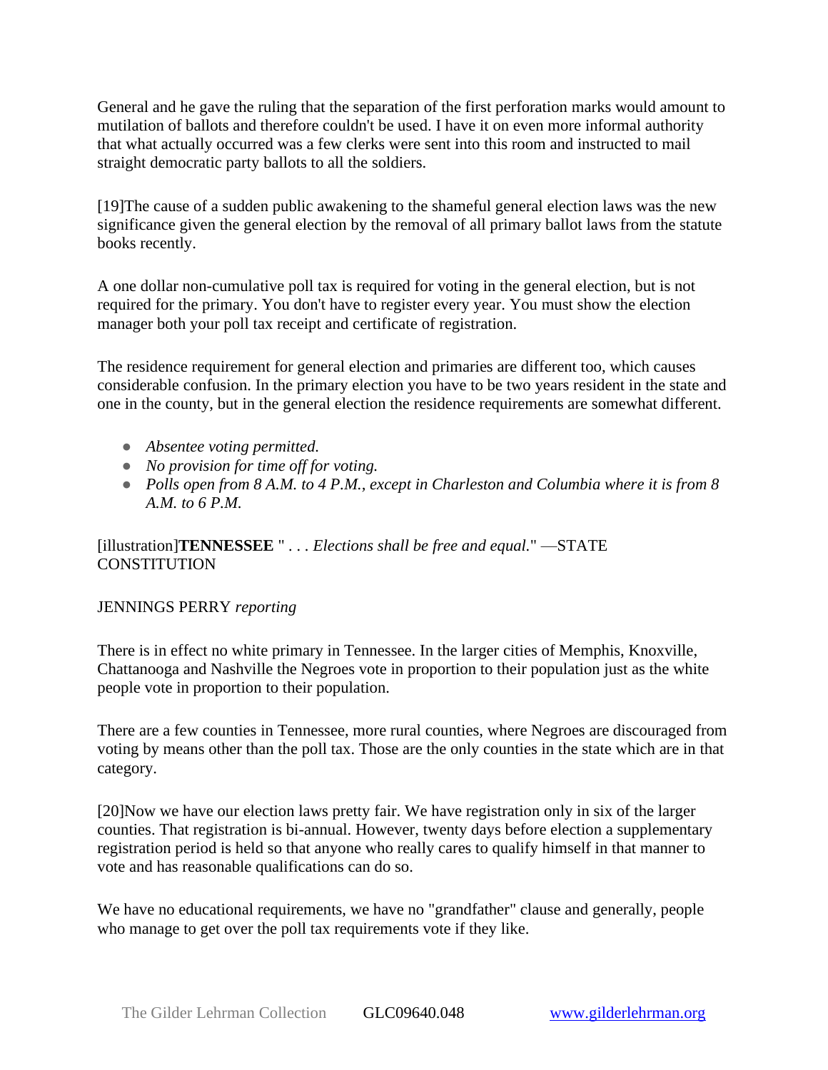General and he gave the ruling that the separation of the first perforation marks would amount to mutilation of ballots and therefore couldn't be used. I have it on even more informal authority that what actually occurred was a few clerks were sent into this room and instructed to mail straight democratic party ballots to all the soldiers.

[19]The cause of a sudden public awakening to the shameful general election laws was the new significance given the general election by the removal of all primary ballot laws from the statute books recently.

A one dollar non-cumulative poll tax is required for voting in the general election, but is not required for the primary. You don't have to register every year. You must show the election manager both your poll tax receipt and certificate of registration.

The residence requirement for general election and primaries are different too, which causes considerable confusion. In the primary election you have to be two years resident in the state and one in the county, but in the general election the residence requirements are somewhat different.

- *Absentee voting permitted.*
- *No provision for time off for voting.*
- *Polls open from 8 A.M. to 4 P.M., except in Charleston and Columbia where it is from 8 A.M. to 6 P.M.*

[illustration]**TENNESSEE** " . . . *Elections shall be free and equal.*" —STATE CONSTITUTION

JENNINGS PERRY *reporting*

There is in effect no white primary in Tennessee. In the larger cities of Memphis, Knoxville, Chattanooga and Nashville the Negroes vote in proportion to their population just as the white people vote in proportion to their population.

There are a few counties in Tennessee, more rural counties, where Negroes are discouraged from voting by means other than the poll tax. Those are the only counties in the state which are in that category.

[20]Now we have our election laws pretty fair. We have registration only in six of the larger counties. That registration is bi-annual. However, twenty days before election a supplementary registration period is held so that anyone who really cares to qualify himself in that manner to vote and has reasonable qualifications can do so.

We have no educational requirements, we have no "grandfather" clause and generally, people who manage to get over the poll tax requirements vote if they like.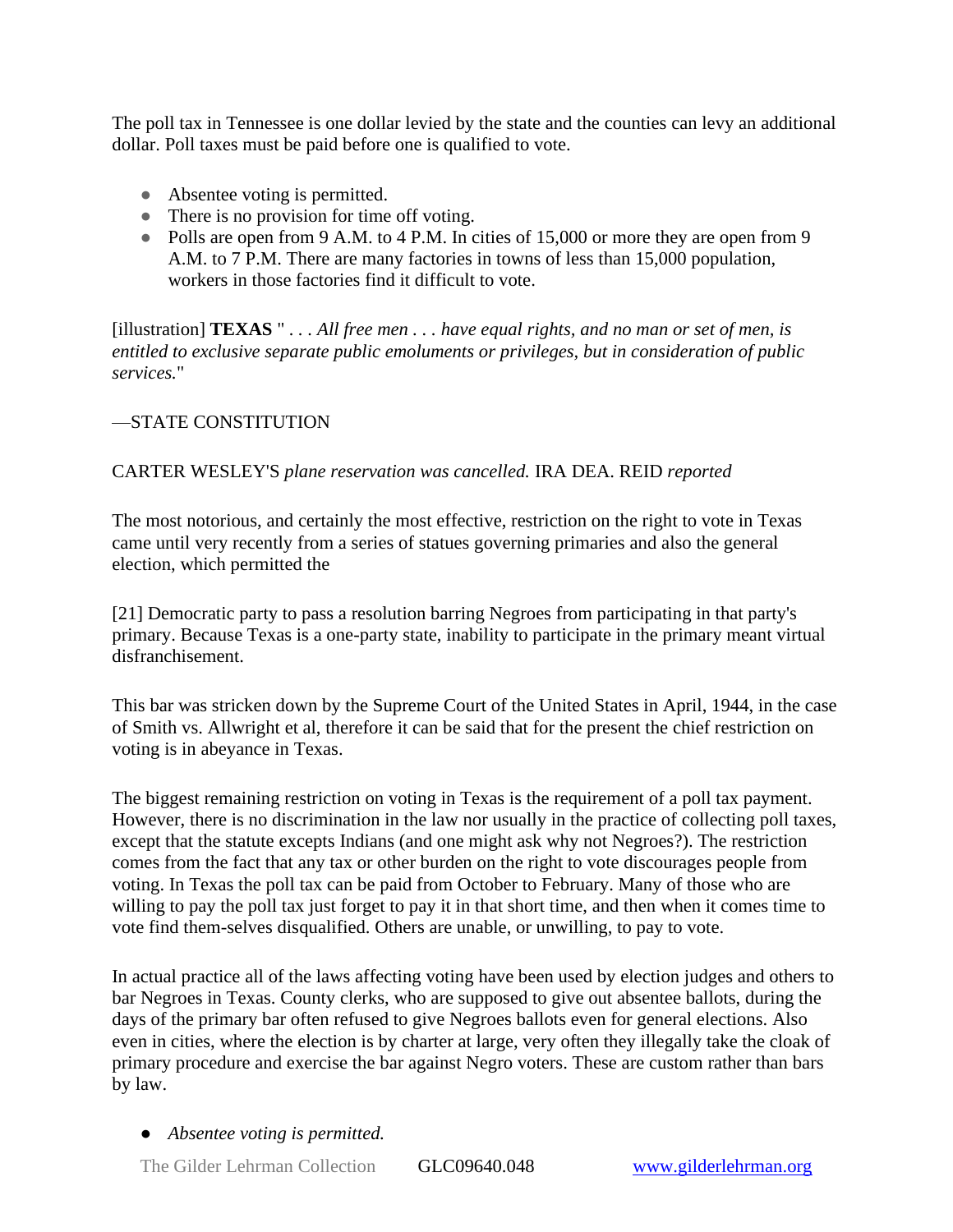The poll tax in Tennessee is one dollar levied by the state and the counties can levy an additional dollar. Poll taxes must be paid before one is qualified to vote.

- Absentee voting is permitted.
- There is no provision for time off voting.
- Polls are open from 9 A.M. to 4 P.M. In cities of 15,000 or more they are open from 9 A.M. to 7 P.M. There are many factories in towns of less than 15,000 population, workers in those factories find it difficult to vote.

[illustration] **TEXAS** " . . . *All free men . . . have equal rights, and no man or set of men, is entitled to exclusive separate public emoluments or privileges, but in consideration of public services.*"

—STATE CONSTITUTION

CARTER WESLEY'S *plane reservation was cancelled.* IRA DEA. REID *reported*

The most notorious, and certainly the most effective, restriction on the right to vote in Texas came until very recently from a series of statues governing primaries and also the general election, which permitted the

[21] Democratic party to pass a resolution barring Negroes from participating in that party's primary. Because Texas is a one-party state, inability to participate in the primary meant virtual disfranchisement.

This bar was stricken down by the Supreme Court of the United States in April, 1944, in the case of Smith vs. Allwright et al, therefore it can be said that for the present the chief restriction on voting is in abeyance in Texas.

The biggest remaining restriction on voting in Texas is the requirement of a poll tax payment. However, there is no discrimination in the law nor usually in the practice of collecting poll taxes, except that the statute excepts Indians (and one might ask why not Negroes?). The restriction comes from the fact that any tax or other burden on the right to vote discourages people from voting. In Texas the poll tax can be paid from October to February. Many of those who are willing to pay the poll tax just forget to pay it in that short time, and then when it comes time to vote find them-selves disqualified. Others are unable, or unwilling, to pay to vote.

In actual practice all of the laws affecting voting have been used by election judges and others to bar Negroes in Texas. County clerks, who are supposed to give out absentee ballots, during the days of the primary bar often refused to give Negroes ballots even for general elections. Also even in cities, where the election is by charter at large, very often they illegally take the cloak of primary procedure and exercise the bar against Negro voters. These are custom rather than bars by law.

- *Absentee voting is permitted.*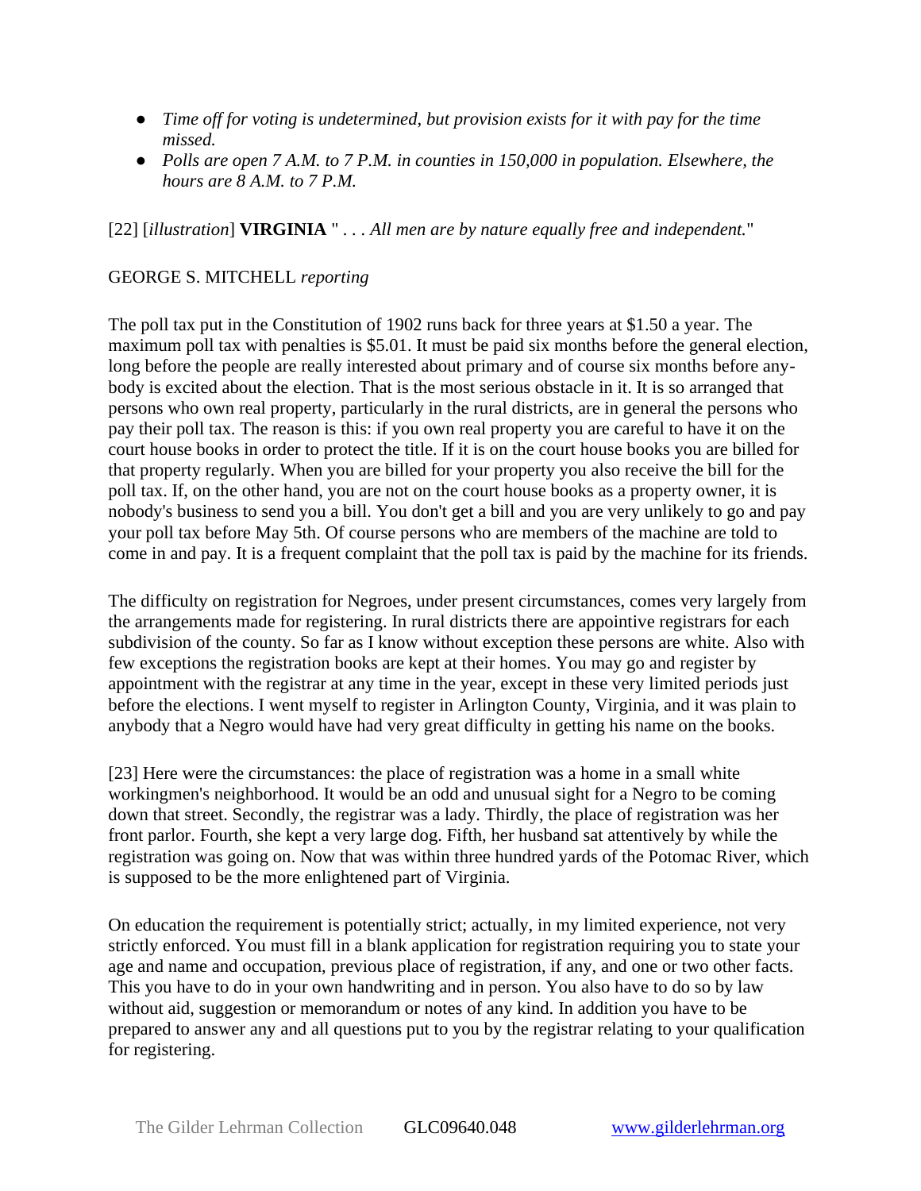- *Time off for voting is undetermined, but provision exists for it with pay for the time missed.*
- *Polls are open 7 A.M. to 7 P.M. in counties in 150,000 in population. Elsewhere, the hours are 8 A.M. to 7 P.M.*

[22] [*illustration*] **VIRGINIA** " . . . *All men are by nature equally free and independent.*"

GEORGE S. MITCHELL *reporting*

The poll tax put in the Constitution of 1902 runs back for three years at $1.50 a year. The maximum poll tax with penalties is $5.01. It must be paid six months before the general election, long before the people are really interested about primary and of course six months before any-body is excited about the election. That is the most serious obstacle in it. It is so arranged that persons who own real property, particularly in the rural districts, are in general the persons who pay their poll tax. The reason is this: if you own real property you are careful to have it on the court house books in order to protect the title. If it is on the court house books you are billed for that property regularly. When you are billed for your property you also receive the bill for the poll tax. If, on the other hand, you are not on the court house books as a property owner, it is nobody's business to send you a bill. You don't get a bill and you are very unlikely to go and pay your poll tax before May 5th. Of course persons who are members of the machine are told to come in and pay. It is a frequent complaint that the poll tax is paid by the machine for its friends.

The difficulty on registration for Negroes, under present circumstances, comes very largely from the arrangements made for registering. In rural districts there are appointive registrars for each subdivision of the county. So far as I know without exception these persons are white. Also with few exceptions the registration books are kept at their homes. You may go and register by appointment with the registrar at any time in the year, except in these very limited periods just before the elections. I went myself to register in Arlington County, Virginia, and it was plain to anybody that a Negro would have had very great difficulty in getting his name on the books.

[23] Here were the circumstances: the place of registration was a home in a small white workingmen's neighborhood. It would be an odd and unusual sight for a Negro to be coming down that street. Secondly, the registrar was a lady. Thirdly, the place of registration was her front parlor. Fourth, she kept a very large dog. Fifth, her husband sat attentively by while the registration was going on. Now that was within three hundred yards of the Potomac River, which is supposed to be the more enlightened part of Virginia.

On education the requirement is potentially strict; actually, in my limited experience, not very strictly enforced. You must fill in a blank application for registration requiring you to state your age and name and occupation, previous place of registration, if any, and one or two other facts. This you have to do in your own handwriting and in person. You also have to do so by law without aid, suggestion or memorandum or notes of any kind. In addition you have to be prepared to answer any and all questions put to you by the registrar relating to your qualification for registering.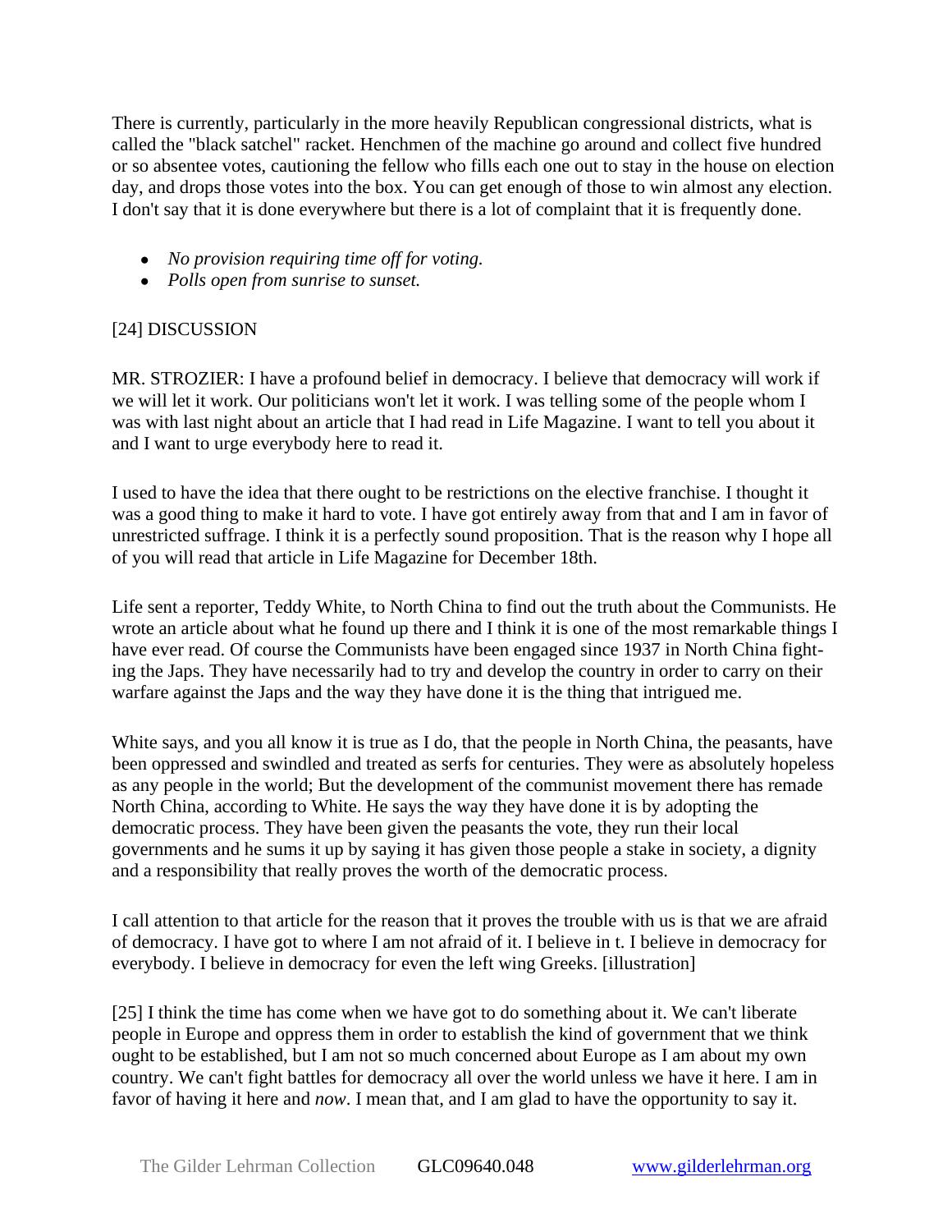There is currently, particularly in the more heavily Republican congressional districts, what is called the "black satchel" racket. Henchmen of the machine go around and collect five hundred or so absentee votes, cautioning the fellow who fills each one out to stay in the house on election day, and drops those votes into the box. You can get enough of those to win almost any election. I don't say that it is done everywhere but there is a lot of complaint that it is frequently done.

- *No provision requiring time off for voting.*
- *Polls open from sunrise to sunset.*

[24] DISCUSSION

MR. STROZIER: I have a profound belief in democracy. I believe that democracy will work if we will let it work. Our politicians won't let it work. I was telling some of the people whom I was with last night about an article that I had read in Life Magazine. I want to tell you about it and I want to urge everybody here to read it.

I used to have the idea that there ought to be restrictions on the elective franchise. I thought it was a good thing to make it hard to vote. I have got entirely away from that and I am in favor of unrestricted suffrage. I think it is a perfectly sound proposition. That is the reason why I hope all of you will read that article in Life Magazine for December 18th.

Life sent a reporter, Teddy White, to North China to find out the truth about the Communists. He wrote an article about what he found up there and I think it is one of the most remarkable things I have ever read. Of course the Communists have been engaged since 1937 in North China fighting the Japs. They have necessarily had to try and develop the country in order to carry on their warfare against the Japs and the way they have done it is the thing that intrigued me.

White says, and you all know it is true as I do, that the people in North China, the peasants, have been oppressed and swindled and treated as serfs for centuries. They were as absolutely hopeless as any people in the world; But the development of the communist movement there has remade North China, according to White. He says the way they have done it is by adopting the democratic process. They have been given the peasants the vote, they run their local governments and he sums it up by saying it has given those people a stake in society, a dignity and a responsibility that really proves the worth of the democratic process.

I call attention to that article for the reason that it proves the trouble with us is that we are afraid of democracy. I have got to where I am not afraid of it. I believe in t. I believe in democracy for everybody. I believe in democracy for even the left wing Greeks. [illustration]

[25] I think the time has come when we have got to do something about it. We can't liberate people in Europe and oppress them in order to establish the kind of government that we think ought to be established, but I am not so much concerned about Europe as I am about my own country. We can't fight battles for democracy all over the world unless we have it here. I am in favor of having it here and *now*. I mean that, and I am glad to have the opportunity to say it.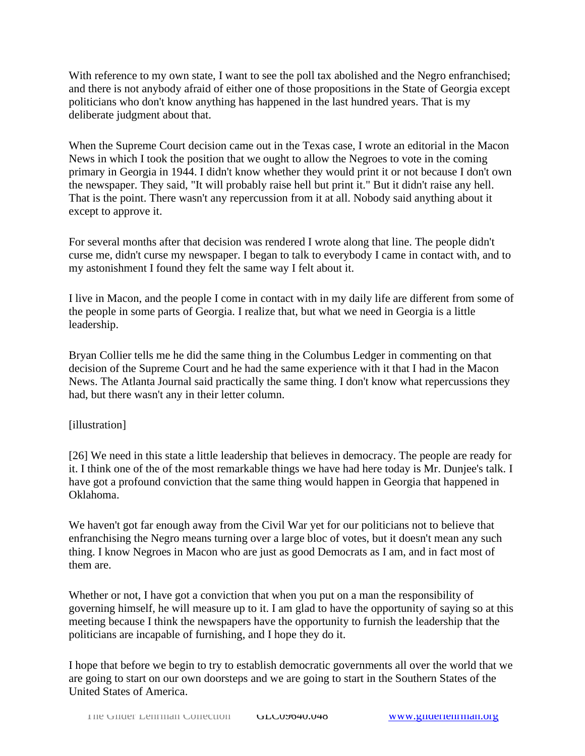With reference to my own state, I want to see the poll tax abolished and the Negro enfranchised; and there is not anybody afraid of either one of those propositions in the State of Georgia except politicians who don't know anything has happened in the last hundred years. That is my deliberate judgment about that.

When the Supreme Court decision came out in the Texas case, I wrote an editorial in the Macon News in which I took the position that we ought to allow the Negroes to vote in the coming primary in Georgia in 1944. I didn't know whether they would print it or not because I don't own the newspaper. They said, "It will probably raise hell but print it." But it didn't raise any hell. That is the point. There wasn't any repercussion from it at all. Nobody said anything about it except to approve it.

For several months after that decision was rendered I wrote along that line. The people didn't curse me, didn't curse my newspaper. I began to talk to everybody I came in contact with, and to my astonishment I found they felt the same way I felt about it.

I live in Macon, and the people I come in contact with in my daily life are different from some of the people in some parts of Georgia. I realize that, but what we need in Georgia is a little leadership.

Bryan Collier tells me he did the same thing in the Columbus Ledger in commenting on that decision of the Supreme Court and he had the same experience with it that I had in the Macon News. The Atlanta Journal said practically the same thing. I don't know what repercussions they had, but there wasn't any in their letter column.

[illustration]

[26] We need in this state a little leadership that believes in democracy. The people are ready for it. I think one of the of the most remarkable things we have had here today is Mr. Dunjee's talk. I have got a profound conviction that the same thing would happen in Georgia that happened in Oklahoma.

We haven't got far enough away from the Civil War yet for our politicians not to believe that enfranchising the Negro means turning over a large bloc of votes, but it doesn't mean any such thing. I know Negroes in Macon who are just as good Democrats as I am, and in fact most of them are.

Whether or not, I have got a conviction that when you put on a man the responsibility of governing himself, he will measure up to it. I am glad to have the opportunity of saying so at this meeting because I think the newspapers have the opportunity to furnish the leadership that the politicians are incapable of furnishing, and I hope they do it.

I hope that before we begin to try to establish democratic governments all over the world that we are going to start on our own doorsteps and we are going to start in the Southern States of the United States of America.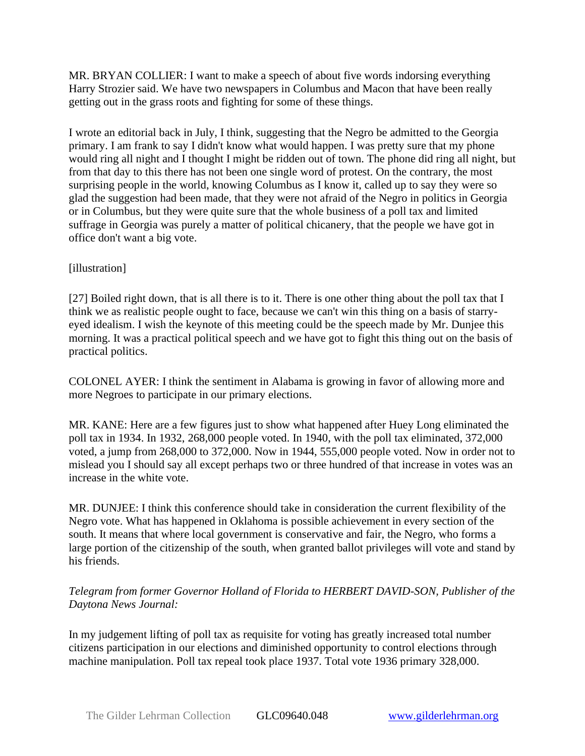MR. BRYAN COLLIER: I want to make a speech of about five words indorsing everything Harry Strozier said. We have two newspapers in Columbus and Macon that have been really getting out in the grass roots and fighting for some of these things.

I wrote an editorial back in July, I think, suggesting that the Negro be admitted to the Georgia primary. I am frank to say I didn't know what would happen. I was pretty sure that my phone would ring all night and I thought I might be ridden out of town. The phone did ring all night, but from that day to this there has not been one single word of protest. On the contrary, the most surprising people in the world, knowing Columbus as I know it, called up to say they were so glad the suggestion had been made, that they were not afraid of the Negro in politics in Georgia or in Columbus, but they were quite sure that the whole business of a poll tax and limited suffrage in Georgia was purely a matter of political chicanery, that the people we have got in office don't want a big vote.

[illustration]

[27] Boiled right down, that is all there is to it. There is one other thing about the poll tax that I think we as realistic people ought to face, because we can't win this thing on a basis of starry-eyed idealism. I wish the keynote of this meeting could be the speech made by Mr. Dunjee this morning. It was a practical political speech and we have got to fight this thing out on the basis of practical politics.

COLONEL AYER: I think the sentiment in Alabama is growing in favor of allowing more and more Negroes to participate in our primary elections.

MR. KANE: Here are a few figures just to show what happened after Huey Long eliminated the poll tax in 1934. In 1932, 268,000 people voted. In 1940, with the poll tax eliminated, 372,000 voted, a jump from 268,000 to 372,000. Now in 1944, 555,000 people voted. Now in order not to mislead you I should say all except perhaps two or three hundred of that increase in votes was an increase in the white vote.

MR. DUNJEE: I think this conference should take in consideration the current flexibility of the Negro vote. What has happened in Oklahoma is possible achievement in every section of the south. It means that where local government is conservative and fair, the Negro, who forms a large portion of the citizenship of the south, when granted ballot privileges will vote and stand by his friends.

*Telegram from former Governor Holland of Florida to HERBERT DAVID-SON, Publisher of the Daytona News Journal:*

In my judgement lifting of poll tax as requisite for voting has greatly increased total number citizens participation in our elections and diminished opportunity to control elections through machine manipulation. Poll tax repeal took place 1937. Total vote 1936 primary 328,000.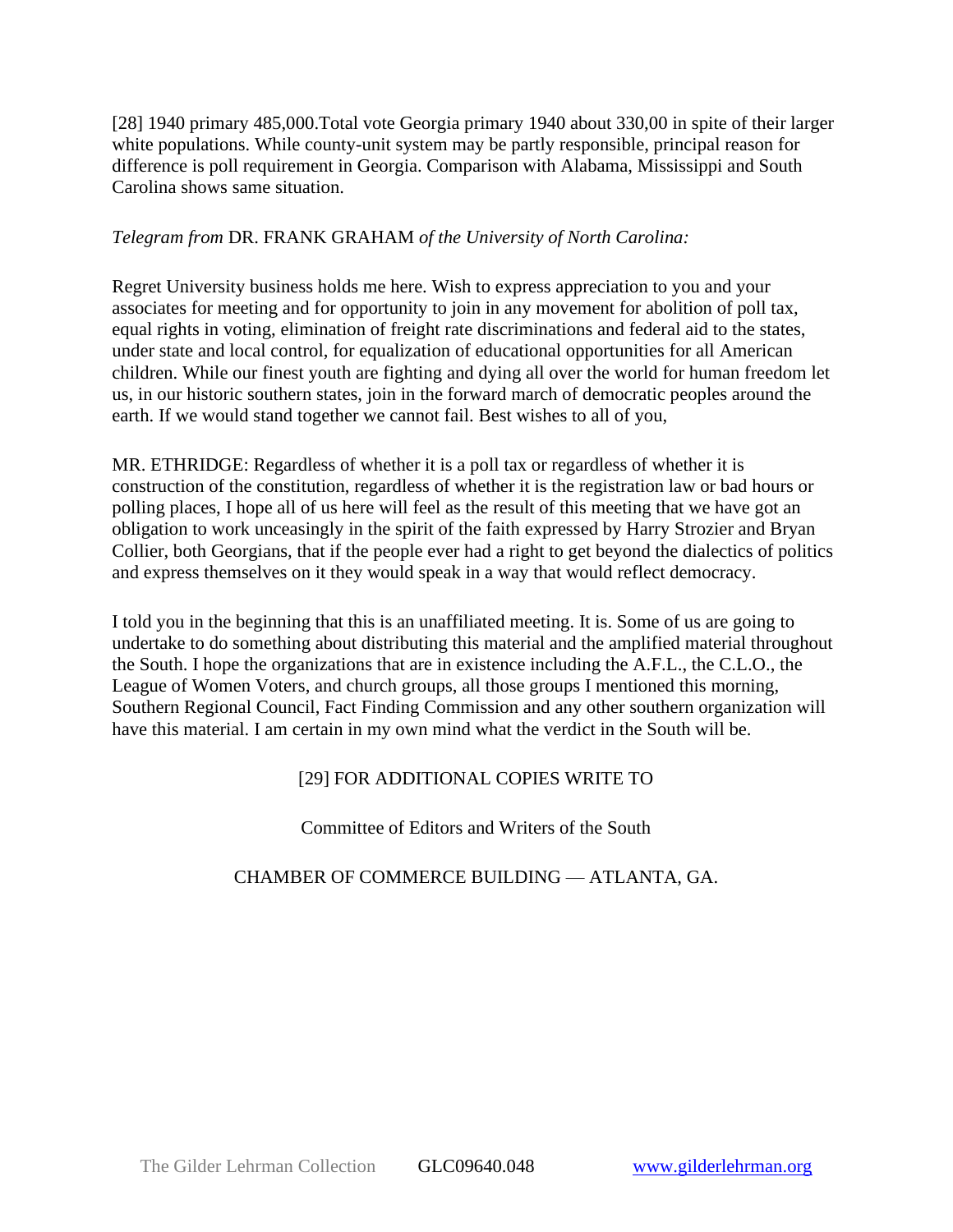[28] 1940 primary 485,000.Total vote Georgia primary 1940 about 330,00 in spite of their larger white populations. While county-unit system may be partly responsible, principal reason for difference is poll requirement in Georgia. Comparison with Alabama, Mississippi and South Carolina shows same situation.

*Telegram from* DR. FRANK GRAHAM *of the University of North Carolina:*

Regret University business holds me here. Wish to express appreciation to you and your associates for meeting and for opportunity to join in any movement for abolition of poll tax, equal rights in voting, elimination of freight rate discriminations and federal aid to the states, under state and local control, for equalization of educational opportunities for all American children. While our finest youth are fighting and dying all over the world for human freedom let us, in our historic southern states, join in the forward march of democratic peoples around the earth. If we would stand together we cannot fail. Best wishes to all of you,

MR. ETHRIDGE: Regardless of whether it is a poll tax or regardless of whether it is construction of the constitution, regardless of whether it is the registration law or bad hours or polling places, I hope all of us here will feel as the result of this meeting that we have got an obligation to work unceasingly in the spirit of the faith expressed by Harry Strozier and Bryan Collier, both Georgians, that if the people ever had a right to get beyond the dialectics of politics and express themselves on it they would speak in a way that would reflect democracy.

I told you in the beginning that this is an unaffiliated meeting. It is. Some of us are going to undertake to do something about distributing this material and the amplified material throughout the South. I hope the organizations that are in existence including the A.F.L., the C.I.O., the League of Women Voters, and church groups, all those groups I mentioned this morning, Southern Regional Council, Fact Finding Commission and any other southern organization will have this material. I am certain in my own mind what the verdict in the South will be.

[29] FOR ADDITIONAL COPIES WRITE TO

Committee of Editors and Writers of the South

CHAMBER OF COMMERCE BUILDING — ATLANTA, GA.